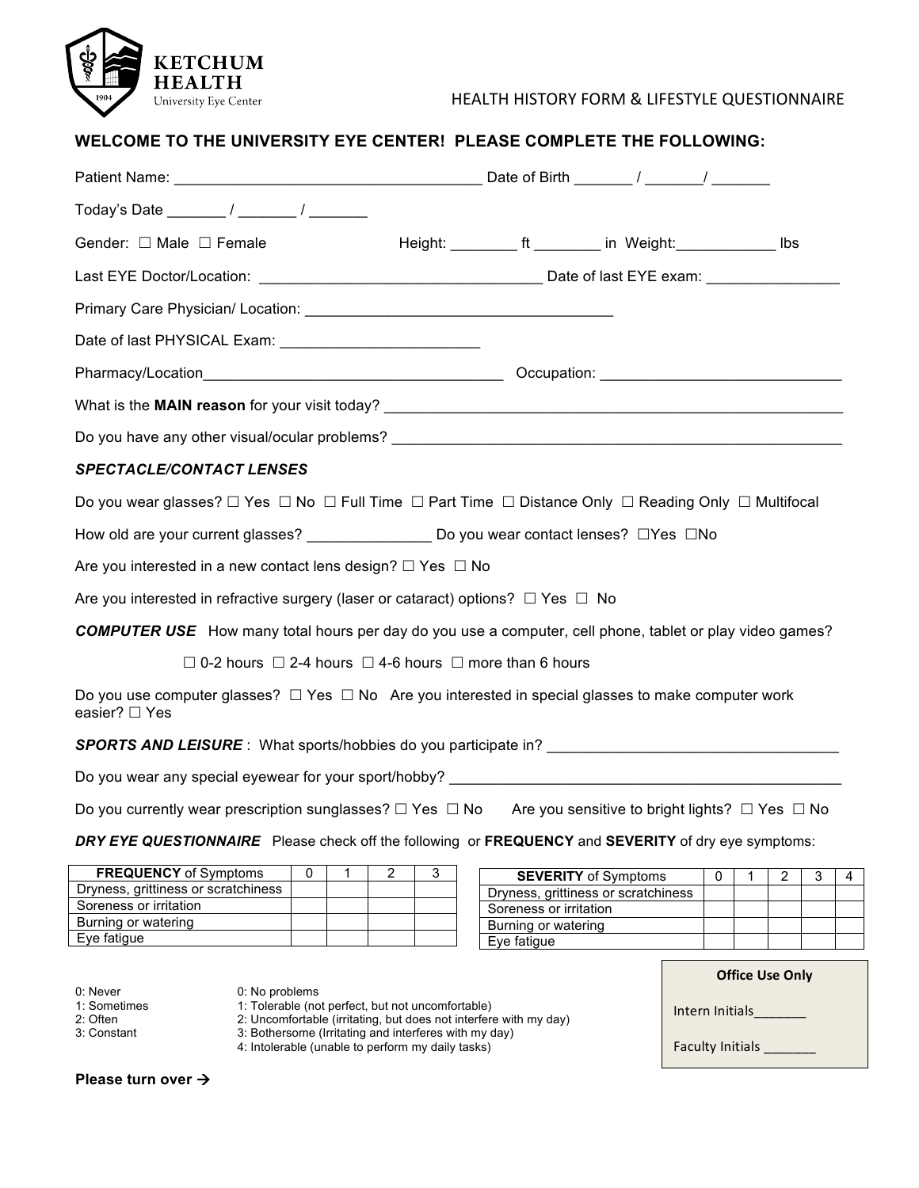**KETCHUM HEALTH**
University Eye Center

HEALTH HISTORY FORM & LIFESTYLE QUESTIONNAIRE

## WELCOME TO THE UNIVERSITY EYE CENTER! PLEASE COMPLETE THE FOLLOWING:

Patient Name: ____________________________________ Date of Birth _______ / _______/ _______

Today's Date _______ / _______ / _______

Gender: ☐ Male ☐ Female Height: ________ ft ________ in Weight:____________ lbs

Last EYE Doctor/Location: _________________________________ Date of last EYE exam: ________________

Primary Care Physician/ Location: _____________________________________

Date of last PHYSICAL Exam: ________________________

Pharmacy/Location____________________________________ Occupation: _____________________________

What is the **MAIN reason** for your visit today? _______________________________________________________

Do you have any other visual/ocular problems? _______________________________________________________

***SPECTACLE/CONTACT LENSES***

Do you wear glasses? ☐ Yes ☐ No ☐ Full Time ☐ Part Time ☐ Distance Only ☐ Reading Only ☐ Multifocal

How old are your current glasses? _______________ Do you wear contact lenses? ☐Yes ☐No

Are you interested in a new contact lens design? ☐ Yes ☐ No

Are you interested in refractive surgery (laser or cataract) options? ☐ Yes ☐ No

***COMPUTER USE*** How many total hours per day do you use a computer, cell phone, tablet or play video games?

☐ 0-2 hours ☐ 2-4 hours ☐ 4-6 hours ☐ more than 6 hours

Do you use computer glasses? ☐ Yes ☐ No Are you interested in special glasses to make computer work easier? ☐ Yes

***SPORTS AND LEISURE*** : What sports/hobbies do you participate in? ___________________________________

Do you wear any special eyewear for your sport/hobby? _______________________________________________

Do you currently wear prescription sunglasses? ☐ Yes ☐ No Are you sensitive to bright lights? ☐ Yes ☐ No

***DRY EYE QUESTIONNAIRE*** Please check off the following or **FREQUENCY** and **SEVERITY** of dry eye symptoms:

| **FREQUENCY** of Symptoms | 0 | 1 | 2 | 3 |
|---|---|---|---|---|
| Dryness, grittiness or scratchiness | | | | |
| Soreness or irritation | | | | |
| Burning or watering | | | | |
| Eye fatigue | | | | |

| **SEVERITY** of Symptoms | 0 | 1 | 2 | 3 | 4 |
|---|---|---|---|---|---|
| Dryness, grittiness or scratchiness | | | | | |
| Soreness or irritation | | | | | |
| Burning or watering | | | | | |
| Eye fatigue | | | | | |

0: Never
1: Sometimes
2: Often
3: Constant

0: No problems
1: Tolerable (not perfect, but not uncomfortable)
2: Uncomfortable (irritating, but does not interfere with my day)
3: Bothersome (Irritating and interferes with my day)
4: Intolerable (unable to perform my daily tasks)

**Office Use Only**

Intern Initials_______

Faculty Initials _______

**Please turn over →**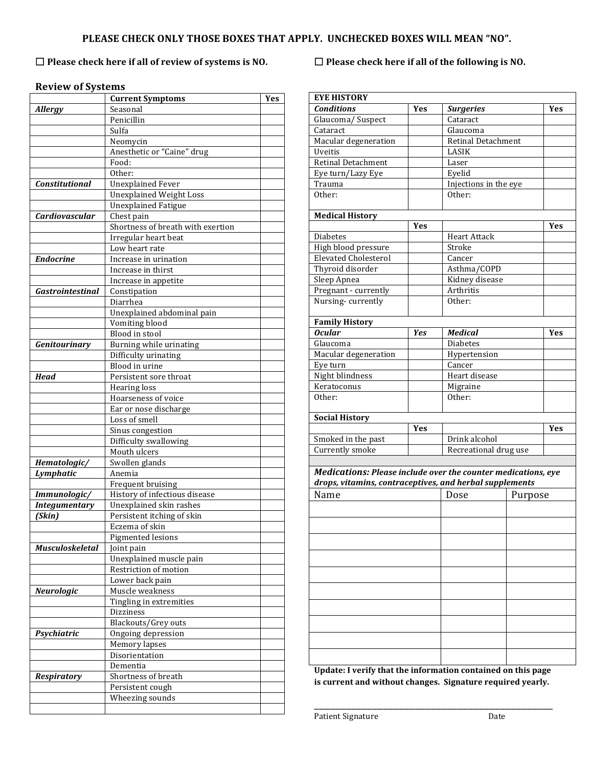**PLEASE CHECK ONLY THOSE BOXES THAT APPLY. UNCHECKED BOXES WILL MEAN "NO".**

☐ **Please check here if all of review of systems is NO.**

## Review of Systems

| | Current Symptoms | Yes |
|---|---|---|
| ***Allergy*** | Seasonal | |
| | Penicillin | |
| | Sulfa | |
| | Neomycin | |
| | Anesthetic or "Caine" drug | |
| | Food: | |
| | Other: | |
| ***Constitutional*** | Unexplained Fever | |
| | Unexplained Weight Loss | |
| | Unexplained Fatigue | |
| ***Cardiovascular*** | Chest pain | |
| | Shortness of breath with exertion | |
| | Irregular heart beat | |
| | Low heart rate | |
| ***Endocrine*** | Increase in urination | |
| | Increase in thirst | |
| | Increase in appetite | |
| ***Gastrointestinal*** | Constipation | |
| | Diarrhea | |
| | Unexplained abdominal pain | |
| | Vomiting blood | |
| | Blood in stool | |
| ***Genitourinary*** | Burning while urinating | |
| | Difficulty urinating | |
| | Blood in urine | |
| ***Head*** | Persistent sore throat | |
| | Hearing loss | |
| | Hoarseness of voice | |
| | Ear or nose discharge | |
| | Loss of smell | |
| | Sinus congestion | |
| | Difficulty swallowing | |
| | Mouth ulcers | |
| ***Hematologic/ Lymphatic*** | Swollen glands | |
| | Anemia | |
| | Frequent bruising | |
| ***Immunologic/ Integumentary (Skin)*** | History of infectious disease | |
| | Unexplained skin rashes | |
| | Persistent itching of skin | |
| | Eczema of skin | |
| | Pigmented lesions | |
| ***Musculoskeletal*** | Joint pain | |
| | Unexplained muscle pain | |
| | Restriction of motion | |
| | Lower back pain | |
| ***Neurologic*** | Muscle weakness | |
| | Tingling in extremities | |
| | Dizziness | |
| | Blackouts/Grey outs | |
| ***Psychiatric*** | Ongoing depression | |
| | Memory lapses | |
| | Disorientation | |
| | Dementia | |
| ***Respiratory*** | Shortness of breath | |
| | Persistent cough | |
| | Wheezing sounds | |
| | | |

☐ **Please check here if all of the following is NO.**

| **EYE HISTORY** | | | |
|---|---|---|---|
| ***Conditions*** | **Yes** | ***Surgeries*** | **Yes** |
| Glaucoma/ Suspect | | Cataract | |
| Cataract | | Glaucoma | |
| Macular degeneration | | Retinal Detachment | |
| Uveitis | | LASIK | |
| Retinal Detachment | | Laser | |
| Eye turn/Lazy Eye | | Eyelid | |
| Trauma | | Injections in the eye | |
| Other: | | Other: | |

| **Medical History** | | | |
|---|---|---|---|
| | **Yes** | | **Yes** |
| Diabetes | | Heart Attack | |
| High blood pressure | | Stroke | |
| Elevated Cholesterol | | Cancer | |
| Thyroid disorder | | Asthma/COPD | |
| Sleep Apnea | | Kidney disease | |
| Pregnant - currently | | Arthritis | |
| Nursing- currently | | Other: | |

| **Family History** | | | |
|---|---|---|---|
| ***Ocular*** | ***Yes*** | ***Medical*** | **Yes** |
| Glaucoma | | Diabetes | |
| Macular degeneration | | Hypertension | |
| Eye turn | | Cancer | |
| Night blindness | | Heart disease | |
| Keratoconus | | Migraine | |
| Other: | | Other: | |

| **Social History** | | | |
|---|---|---|---|
| | **Yes** | | **Yes** |
| Smoked in the past | | Drink alcohol | |
| Currently smoke | | Recreational drug use | |

***Medications:*** ***Please include over the counter medications, eye drops, vitamins, contraceptives, and herbal supplements***

| Name | Dose | Purpose |
|---|---|---|
| | | |
| | | |
| | | |
| | | |
| | | |
| | | |
| | | |
| | | |
| | | |
| | | |

**Update: I verify that the information contained on this page is current and without changes. Signature required yearly.**

______________________________________________

Patient Signature Date